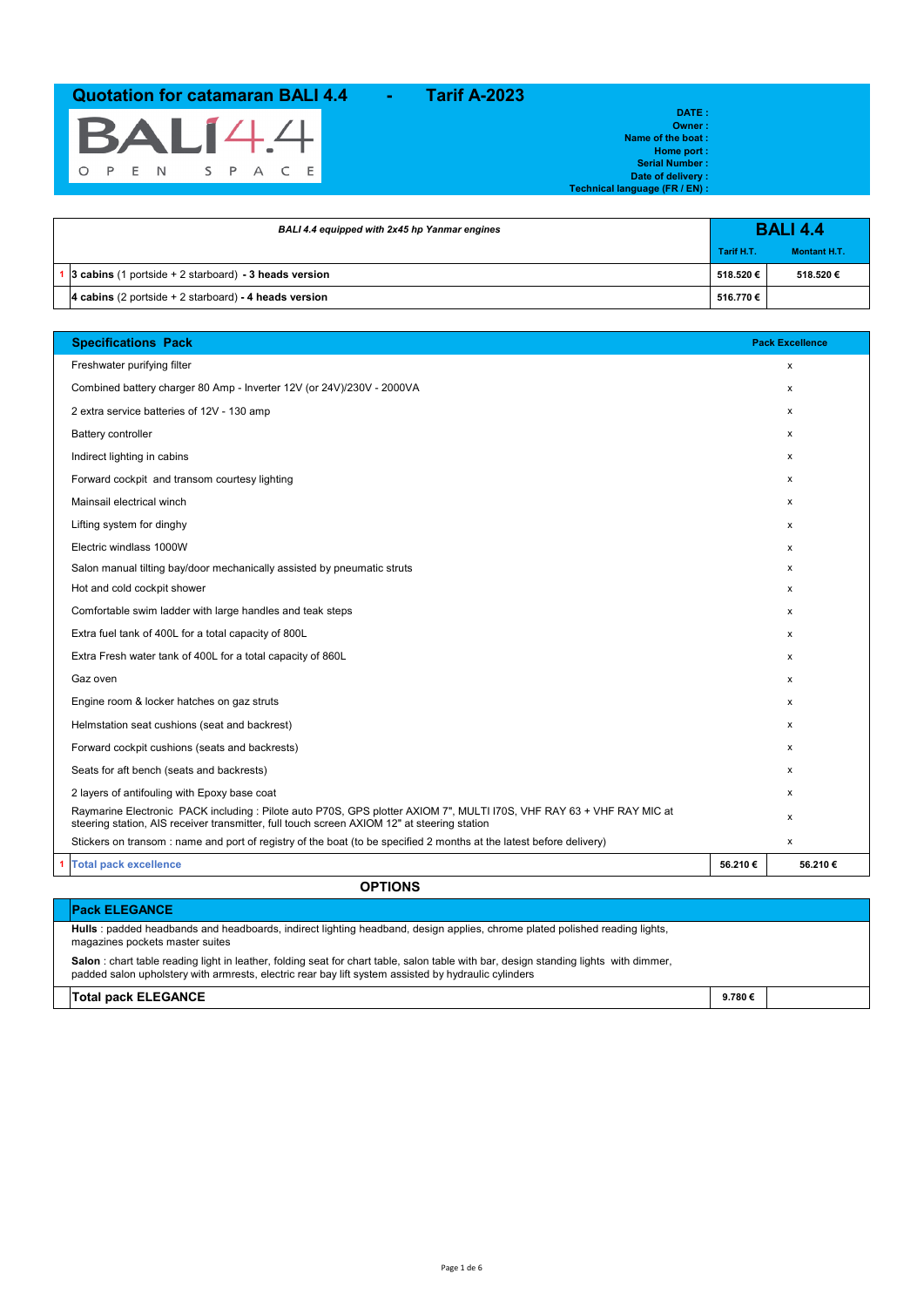# Quotation for catamaran BALI 4.4 - Tarif A-2023

BALI 4.4 OPEN SPACE

**DATE :**
**Owner :**
**Name of the boat :**
**Home port :**
**Serial Number :**
**Date of delivery :**
**Technical language (FR / EN) :**

| | *BALI 4.4 equipped with 2x45 hp Yanmar engines* | **BALI 4.4** | |
|---|---|---|---|
| | | **Tarif H.T.** | **Montant H.T.** |
| 1 | **3 cabins** (1 portside + 2 starboard) **- 3 heads version** | **518.520 €** | **518.520 €** |
| | **4 cabins** (2 portside + 2 starboard) **- 4 heads version** | **516.770 €** | |

| | **Specifications Pack** | **Pack Excellence** | |
|---|---|---|---|
| | Freshwater purifying filter | x | |
| | Combined battery charger 80 Amp - Inverter 12V (or 24V)/230V - 2000VA | x | |
| | 2 extra service batteries of 12V - 130 amp | x | |
| | Battery controller | x | |
| | Indirect lighting in cabins | x | |
| | Forward cockpit and transom courtesy lighting | x | |
| | Mainsail electrical winch | x | |
| | Lifting system for dinghy | x | |
| | Electric windlass 1000W | x | |
| | Salon manual tilting bay/door mechanically assisted by pneumatic struts | x | |
| | Hot and cold cockpit shower | x | |
| | Comfortable swim ladder with large handles and teak steps | x | |
| | Extra fuel tank of 400L for a total capacity of 800L | x | |
| | Extra Fresh water tank of 400L for a total capacity of 860L | x | |
| | Gaz oven | x | |
| | Engine room & locker hatches on gaz struts | x | |
| | Helmstation seat cushions (seat and backrest) | x | |
| | Forward cockpit cushions (seats and backrests) | x | |
| | Seats for aft bench (seats and backrests) | x | |
| | 2 layers of antifouling with Epoxy base coat | x | |
| | Raymarine Electronic PACK including : Pilote auto P70S, GPS plotter AXIOM 7", MULTI I70S, VHF RAY 63 + VHF RAY MIC at steering station, AIS receiver transmitter, full touch screen AXIOM 12" at steering station | x | |
| | Stickers on transom : name and port of registry of the boat (to be specified 2 months at the latest before delivery) | x | |
| 1 | **Total pack excellence** | **56.210 €** | **56.210 €** |

## OPTIONS

| **Pack ELEGANCE** | | |
|---|---|---|
| **Hulls** : padded headbands and headboards, indirect lighting headband, design applies, chrome plated polished reading lights, magazines pockets master suites | | |
| **Salon** : chart table reading light in leather, folding seat for chart table, salon table with bar, design standing lights with dimmer, padded salon upholstery with armrests, electric rear bay lift system assisted by hydraulic cylinders | | |
| **Total pack ELEGANCE** | **9.780 €** | |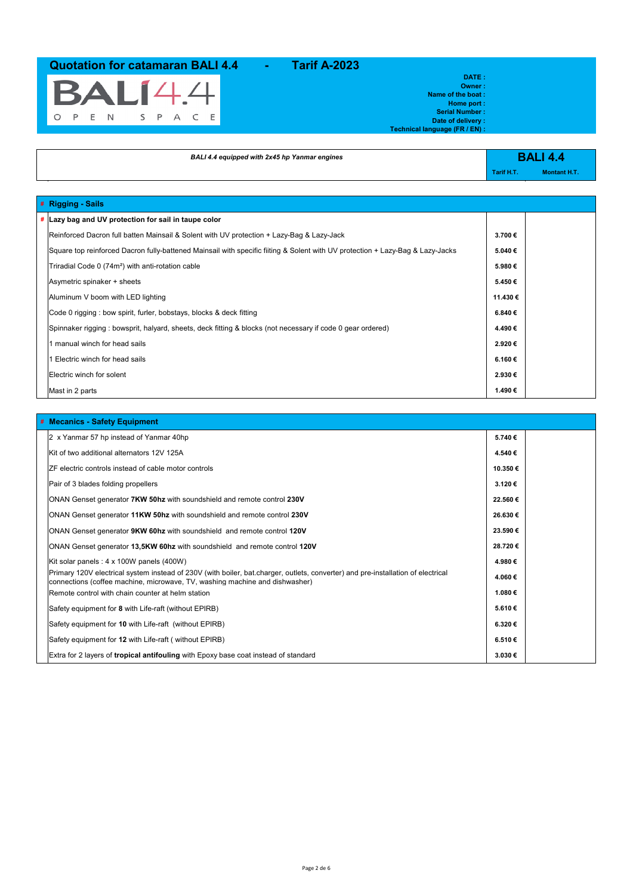## Quotation for catamaran BALI 4.4 - Tarif A-2023

BALI4.4

OPEN SPACE

**DATE :**
**Owner :**
**Name of the boat :**
**Home port :**
**Serial Number :**
**Date of delivery :**
**Technical language (FR / EN) :**

| *BALI 4.4 equipped with 2x45 hp Yanmar engines* | **BALI 4.4** | |
|---|---|---|
| | **Tarif H.T.** | **Montant H.T.** |

| # Rigging - Sails | | |
|---|---|---|
| # **Lazy bag and UV protection for sail in taupe color** | | |
| Reinforced Dacron full batten Mainsail & Solent with UV protection + Lazy-Bag & Lazy-Jack | 3.700 € | |
| Square top reinforced Dacron fully-battened Mainsail with specific fiting & Solent with UV protection + Lazy-Bag & Lazy-Jacks | 5.040 € | |
| Triradial Code 0 (74m²) with anti-rotation cable | 5.980 € | |
| Asymetric spinaker + sheets | 5.450 € | |
| Aluminum V boom with LED lighting | 11.430 € | |
| Code 0 rigging : bow spirit, furler, bobstays, blocks & deck fitting | 6.840 € | |
| Spinnaker rigging : bowsprit, halyard, sheets, deck fitting & blocks (not necessary if code 0 gear ordered) | 4.490 € | |
| 1 manual winch for head sails | 2.920 € | |
| 1 Electric winch for head sails | 6.160 € | |
| Electric winch for solent | 2.930 € | |
| Mast in 2 parts | 1.490 € | |

| # Mecanics - Safety Equipment | | |
|---|---|---|
| 2 x Yanmar 57 hp instead of Yanmar 40hp | 5.740 € | |
| Kit of two additional alternators 12V 125A | 4.540 € | |
| ZF electric controls instead of cable motor controls | 10.350 € | |
| Pair of 3 blades folding propellers | 3.120 € | |
| ONAN Genset generator **7KW 50hz** with soundshield and remote control **230V** | 22.560 € | |
| ONAN Genset generator **11KW 50hz** with soundshield and remote control **230V** | 26.630 € | |
| ONAN Genset generator **9KW 60hz** with soundshield and remote control **120V** | 23.590 € | |
| ONAN Genset generator **13,5KW 60hz** with soundshield and remote control **120V** | 28.720 € | |
| Kit solar panels : 4 x 100W panels (400W) | 4.980 € | |
| Primary 120V electrical system instead of 230V (with boiler, bat.charger, outlets, converter) and pre-installation of electrical connections (coffee machine, microwave, TV, washing machine and dishwasher) | 4.060 € | |
| Remote control with chain counter at helm station | 1.080 € | |
| Safety equipment for **8** with Life-raft (without EPIRB) | 5.610 € | |
| Safety equipment for **10** with Life-raft (without EPIRB) | 6.320 € | |
| Safety equipment for **12** with Life-raft ( without EPIRB) | 6.510 € | |
| Extra for 2 layers of **tropical antifouling** with Epoxy base coat instead of standard | 3.030 € | |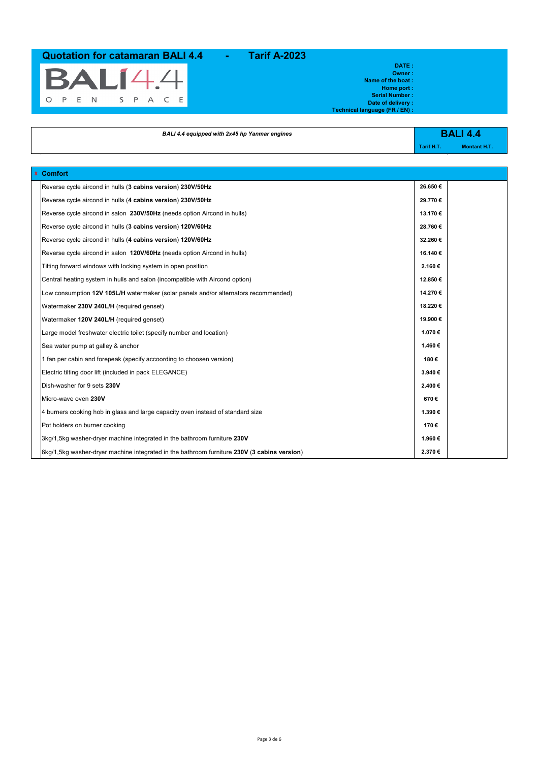## Quotation for catamaran BALI 4.4 - Tarif A-2023

BALI 4.4 OPEN SPACE

**DATE :**
**Owner :**
**Name of the boat :**
**Home port :**
**Serial Number :**
**Date of delivery :**
**Technical language (FR / EN) :**

| *BALI 4.4 equipped with 2x45 hp Yanmar engines* | **BALI 4.4** | |
|---|---|---|
| | **Tarif H.T.** | **Montant H.T.** |
| **Comfort** | | |
| Reverse cycle aircond in hulls (**3 cabins version**) **230V/50Hz** | **26.650 €** | |
| Reverse cycle aircond in hulls (**4 cabins version**) **230V/50Hz** | **29.770 €** | |
| Reverse cycle aircond in salon **230V/50Hz** (needs option Aircond in hulls) | **13.170 €** | |
| Reverse cycle aircond in hulls (**3 cabins version**) **120V/60Hz** | **28.760 €** | |
| Reverse cycle aircond in hulls (**4 cabins version**) **120V/60Hz** | **32.260 €** | |
| Reverse cycle aircond in salon **120V/60Hz** (needs option Aircond in hulls) | **16.140 €** | |
| Tilting forward windows with locking system in open position | **2.160 €** | |
| Central heating system in hulls and salon (incompatible with Aircond option) | **12.850 €** | |
| Low consumption **12V 105L/H** watermaker (solar panels and/or alternators recommended) | **14.270 €** | |
| Watermaker **230V 240L/H** (required genset) | **18.220 €** | |
| Watermaker **120V 240L/H** (required genset) | **19.900 €** | |
| Large model freshwater electric toilet (specify number and location) | **1.070 €** | |
| Sea water pump at galley & anchor | **1.460 €** | |
| 1 fan per cabin and forepeak (specify accoording to choosen version) | **180 €** | |
| Electric tilting door lift (included in pack ELEGANCE) | **3.940 €** | |
| Dish-washer for 9 sets **230V** | **2.400 €** | |
| Micro-wave oven **230V** | **670 €** | |
| 4 burners cooking hob in glass and large capacity oven instead of standard size | **1.390 €** | |
| Pot holders on burner cooking | **170 €** | |
| 3kg/1,5kg washer-dryer machine integrated in the bathroom furniture **230V** | **1.960 €** | |
| 6kg/1,5kg washer-dryer machine integrated in the bathroom furniture **230V** (**3 cabins version**) | **2.370 €** | |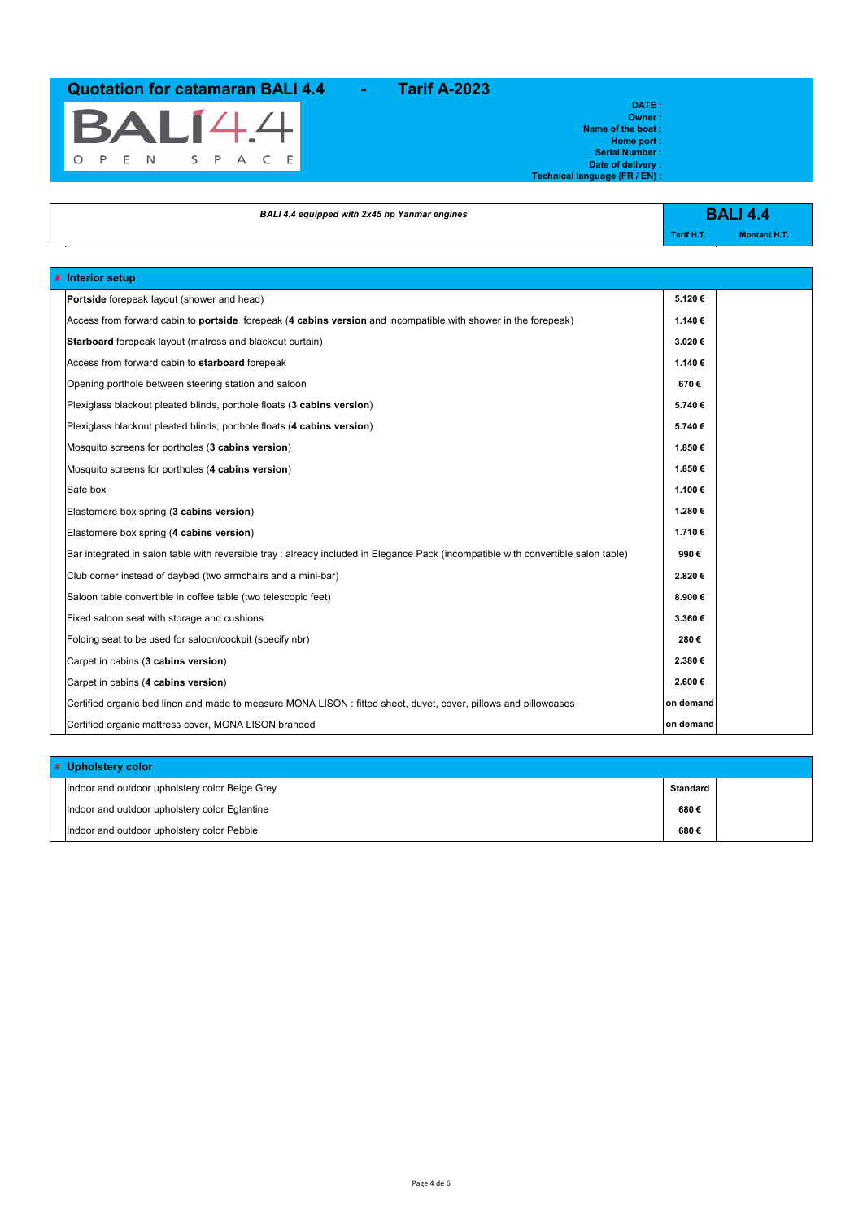## Quotation for catamaran BALI 4.4 - Tarif A-2023

BALI4.4

O P E N S P A C E

**DATE :**
**Owner :**
**Name of the boat :**
**Home port :**
**Serial Number :**
**Date of delivery :**
**Technical language (FR / EN) :**

| *BALI 4.4 equipped with 2x45 hp Yanmar engines* | **BALI 4.4** | |
|---|---|---|
| | **Tarif H.T.** | **Montant H.T.** |

| # **Interior setup** | | |
|---|---|---|
| **Portside** forepeak layout (shower and head) | 5.120 € | |
| Access from forward cabin to **portside** forepeak (**4 cabins version** and incompatible with shower in the forepeak) | 1.140 € | |
| **Starboard** forepeak layout (matress and blackout curtain) | 3.020 € | |
| Access from forward cabin to **starboard** forepeak | 1.140 € | |
| Opening porthole between steering station and saloon | 670 € | |
| Plexiglass blackout pleated blinds, porthole floats (**3 cabins version**) | 5.740 € | |
| Plexiglass blackout pleated blinds, porthole floats (**4 cabins version**) | 5.740 € | |
| Mosquito screens for portholes (**3 cabins version**) | 1.850 € | |
| Mosquito screens for portholes (**4 cabins version**) | 1.850 € | |
| Safe box | 1.100 € | |
| Elastomere box spring (**3 cabins version**) | 1.280 € | |
| Elastomere box spring (**4 cabins version**) | 1.710 € | |
| Bar integrated in salon table with reversible tray : already included in Elegance Pack (incompatible with convertible salon table) | 990 € | |
| Club corner instead of daybed (two armchairs and a mini-bar) | 2.820 € | |
| Saloon table convertible in coffee table (two telescopic feet) | 8.900 € | |
| Fixed saloon seat with storage and cushions | 3.360 € | |
| Folding seat to be used for saloon/cockpit (specify nbr) | 280 € | |
| Carpet in cabins (**3 cabins version**) | 2.380 € | |
| Carpet in cabins (**4 cabins version**) | 2.600 € | |
| Certified organic bed linen and made to measure MONA LISON : fitted sheet, duvet, cover, pillows and pillowcases | on demand | |
| Certified organic mattress cover, MONA LISON branded | on demand | |

| # **Upholstery color** | | |
|---|---|---|
| Indoor and outdoor upholstery color Beige Grey | Standard | |
| Indoor and outdoor upholstery color Eglantine | 680 € | |
| Indoor and outdoor upholstery color Pebble | 680 € | |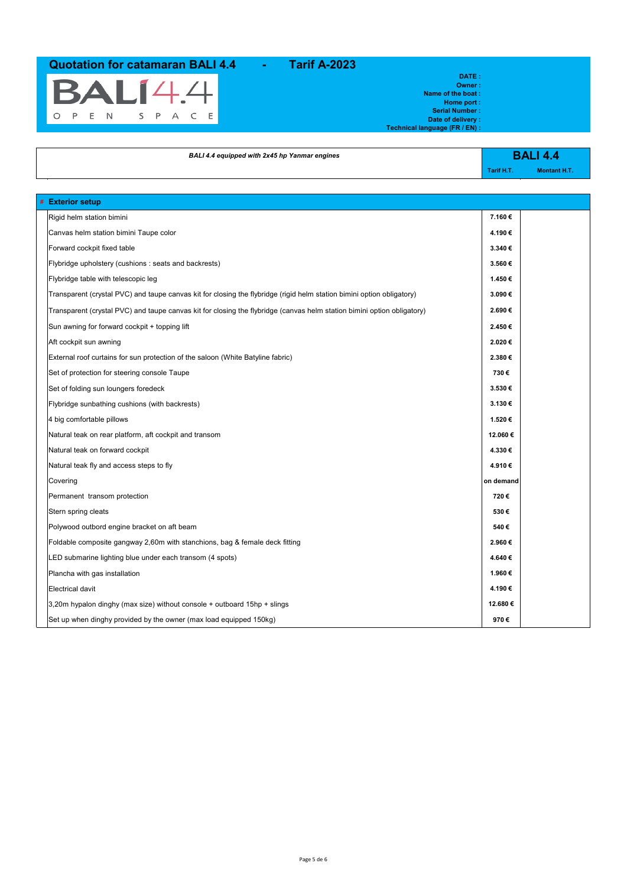# Quotation for catamaran BALI 4.4 - Tarif A-2023

BALI 4.4 OPEN SPACE

**DATE :**
**Owner :**
**Name of the boat :**
**Home port :**
**Serial Number :**
**Date of delivery :**
**Technical language (FR / EN) :**

| *BALI 4.4 equipped with 2x45 hp Yanmar engines* | **BALI 4.4** | |
|---|---|---|
| | **Tarif H.T.** | **Montant H.T.** |

| **Exterior setup** | | |
|---|---|---|
| Rigid helm station bimini | **7.160 €** | |
| Canvas helm station bimini Taupe color | **4.190 €** | |
| Forward cockpit fixed table | **3.340 €** | |
| Flybridge upholstery (cushions : seats and backrests) | **3.560 €** | |
| Flybridge table with telescopic leg | **1.450 €** | |
| Transparent (crystal PVC) and taupe canvas kit for closing the flybridge (rigid helm station bimini option obligatory) | **3.090 €** | |
| Transparent (crystal PVC) and taupe canvas kit for closing the flybridge (canvas helm station bimini option obligatory) | **2.690 €** | |
| Sun awning for forward cockpit + topping lift | **2.450 €** | |
| Aft cockpit sun awning | **2.020 €** | |
| External roof curtains for sun protection of the saloon (White Batyline fabric) | **2.380 €** | |
| Set of protection for steering console Taupe | **730 €** | |
| Set of folding sun loungers foredeck | **3.530 €** | |
| Flybridge sunbathing cushions (with backrests) | **3.130 €** | |
| 4 big comfortable pillows | **1.520 €** | |
| Natural teak on rear platform, aft cockpit and transom | **12.060 €** | |
| Natural teak on forward cockpit | **4.330 €** | |
| Natural teak fly and access steps to fly | **4.910 €** | |
| Covering | **on demand** | |
| Permanent transom protection | **720 €** | |
| Stern spring cleats | **530 €** | |
| Polywood outbord engine bracket on aft beam | **540 €** | |
| Foldable composite gangway 2,60m with stanchions, bag & female deck fitting | **2.960 €** | |
| LED submarine lighting blue under each transom (4 spots) | **4.640 €** | |
| Plancha with gas installation | **1.960 €** | |
| Electrical davit | **4.190 €** | |
| 3,20m hypalon dinghy (max size) without console + outboard 15hp + slings | **12.680 €** | |
| Set up when dinghy provided by the owner (max load equipped 150kg) | **970 €** | |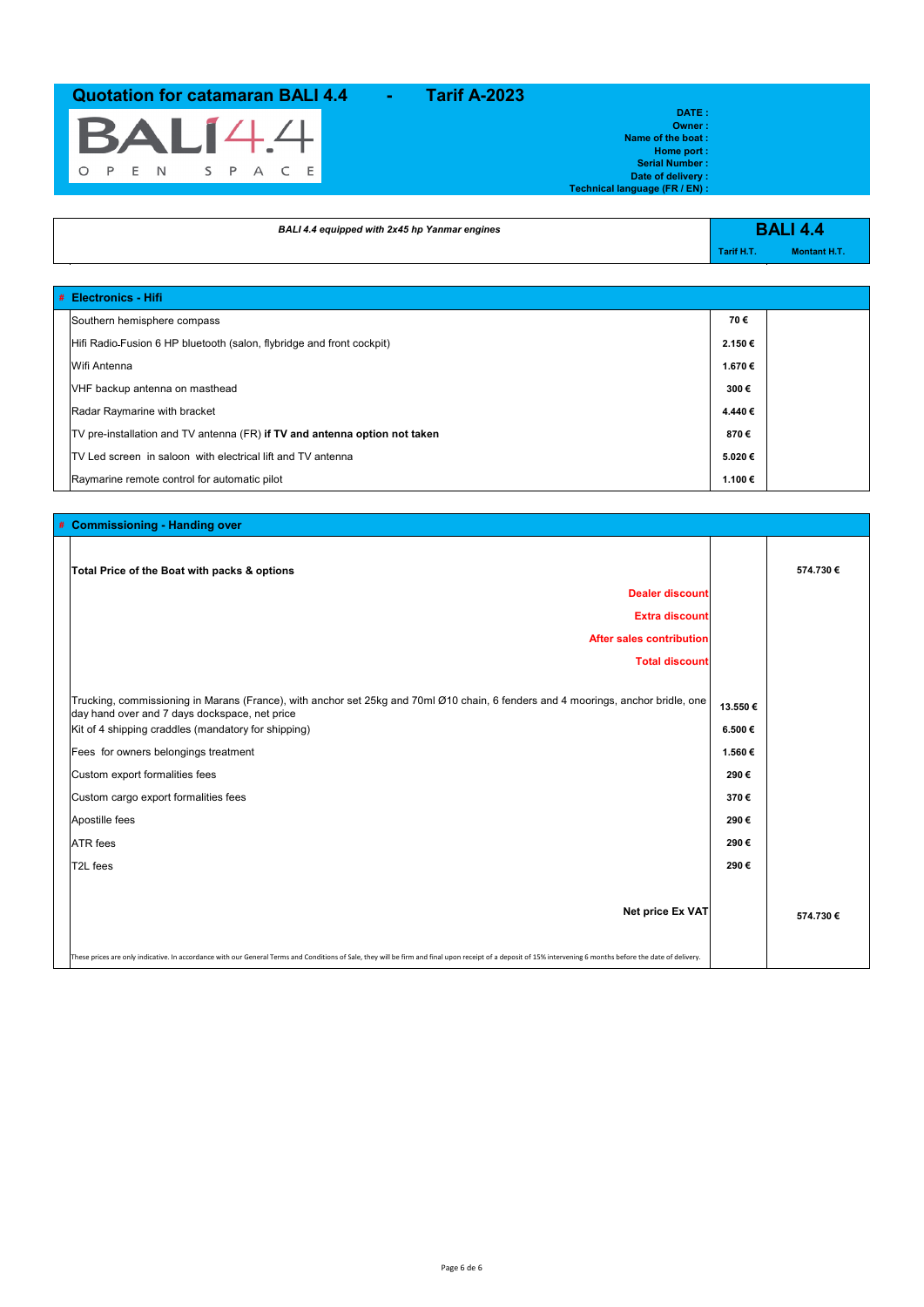## Quotation for catamaran BALI 4.4 - Tarif A-2023

BALI 4.4
OPEN SPACE

**DATE :**
**Owner :**
**Name of the boat :**
**Home port :**
**Serial Number :**
**Date of delivery :**
**Technical language (FR / EN) :**

| *BALI 4.4 equipped with 2x45 hp Yanmar engines* | **BALI 4.4** | |
|---|---|---|
| | **Tarif H.T.** | **Montant H.T.** |

| # Electronics - Hifi | | |
|---|---|---|
| Southern hemisphere compass | 70 € | |
| Hifi Radio-Fusion 6 HP bluetooth (salon, flybridge and front cockpit) | 2.150 € | |
| Wifi Antenna | 1.670 € | |
| VHF backup antenna on masthead | 300 € | |
| Radar Raymarine with bracket | 4.440 € | |
| TV pre-installation and TV antenna (FR) **if TV and antenna option not taken** | 870 € | |
| TV Led screen in saloon with electrical lift and TV antenna | 5.020 € | |
| Raymarine remote control for automatic pilot | 1.100 € | |

| # Commissioning - Handing over | | |
|---|---|---|
| **Total Price of the Boat with packs & options** | | 574.730 € |
| Dealer discount | | |
| Extra discount | | |
| After sales contribution | | |
| Total discount | | |
| Trucking, commissioning in Marans (France), with anchor set 25kg and 70ml Ø10 chain, 6 fenders and 4 moorings, anchor bridle, one day hand over and 7 days dockspace, net price | 13.550 € | |
| Kit of 4 shipping craddles (mandatory for shipping) | 6.500 € | |
| Fees for owners belongings treatment | 1.560 € | |
| Custom export formalities fees | 290 € | |
| Custom cargo export formalities fees | 370 € | |
| Apostille fees | 290 € | |
| ATR fees | 290 € | |
| T2L fees | 290 € | |
| **Net price Ex VAT** | | 574.730 € |

These prices are only indicative. In accordance with our General Terms and Conditions of Sale, they will be firm and final upon receipt of a deposit of 15% intervening 6 months before the date of delivery.